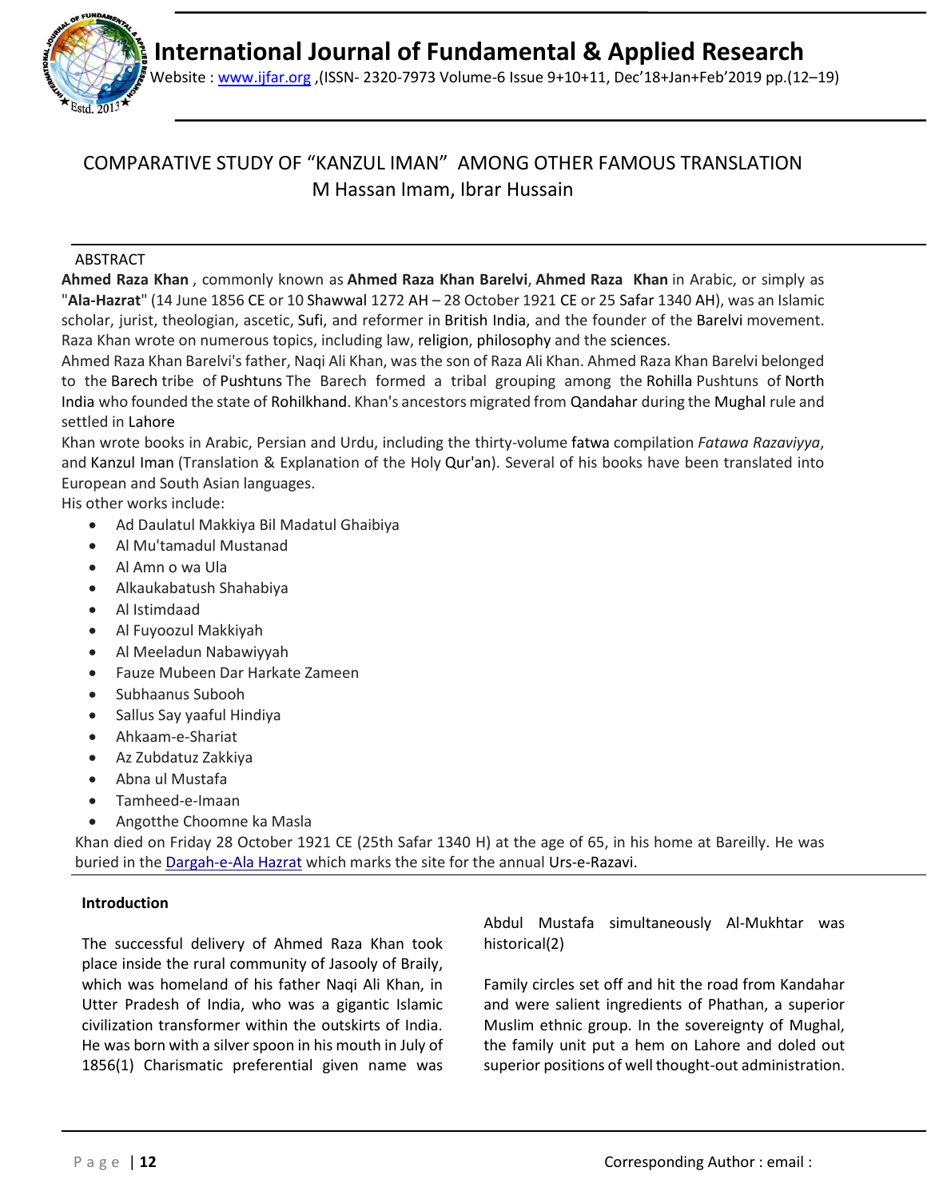# COMPARATIVE STUDY OF "KANZUL IMAN" AMONG OTHER FAMOUS TRANSLATION

M Hassan Imam, Ibrar Hussain

## ABSTRACT

**Ahmed Raza Khan** , commonly known as **Ahmed Raza Khan Barelvi**, **Ahmed Raza Khan** in Arabic, or simply as "**Ala-Hazrat**" (14 June 1856 CE or 10 Shawwal 1272 AH – 28 October 1921 CE or 25 Safar 1340 AH), was an Islamic scholar, jurist, theologian, ascetic, Sufi, and reformer in British India, and the founder of the Barelvi movement. Raza Khan wrote on numerous topics, including law, religion, philosophy and the sciences.

Ahmed Raza Khan Barelvi's father, Naqi Ali Khan, was the son of Raza Ali Khan. Ahmed Raza Khan Barelvi belonged to the Barech tribe of Pushtuns The Barech formed a tribal grouping among the Rohilla Pushtuns of North India who founded the state of Rohilkhand. Khan's ancestors migrated from Qandahar during the Mughal rule and settled in Lahore

Khan wrote books in Arabic, Persian and Urdu, including the thirty-volume fatwa compilation *Fatawa Razaviyya*, and Kanzul Iman (Translation & Explanation of the Holy Qur'an). Several of his books have been translated into European and South Asian languages.

His other works include:

- Ad Daulatul Makkiya Bil Madatul Ghaibiya
- Al Mu'tamadul Mustanad
- Al Amn o wa Ula
- Alkaukabatush Shahabiya
- Al Istimdaad
- Al Fuyoozul Makkiyah
- Al Meeladun Nabawiyyah
- Fauze Mubeen Dar Harkate Zameen
- Subhaanus Subooh
- Sallus Say yaaful Hindiya
- Ahkaam-e-Shariat
- Az Zubdatuz Zakkiya
- Abna ul Mustafa
- Tamheed-e-Imaan
- Angotthe Choomne ka Masla

Khan died on Friday 28 October 1921 CE (25th Safar 1340 H) at the age of 65, in his home at Bareilly. He was buried in the Dargah-e-Ala Hazrat which marks the site for the annual Urs-e-Razavi.

## Introduction

The successful delivery of Ahmed Raza Khan took place inside the rural community of Jasooly of Braily, which was homeland of his father Naqi Ali Khan, in Utter Pradesh of India, who was a gigantic Islamic civilization transformer within the outskirts of India. He was born with a silver spoon in his mouth in July of 1856(1) Charismatic preferential given name was Abdul Mustafa simultaneously Al-Mukhtar was historical(2)

Family circles set off and hit the road from Kandahar and were salient ingredients of Phathan, a superior Muslim ethnic group. In the sovereignty of Mughal, the family unit put a hem on Lahore and doled out superior positions of well thought-out administration.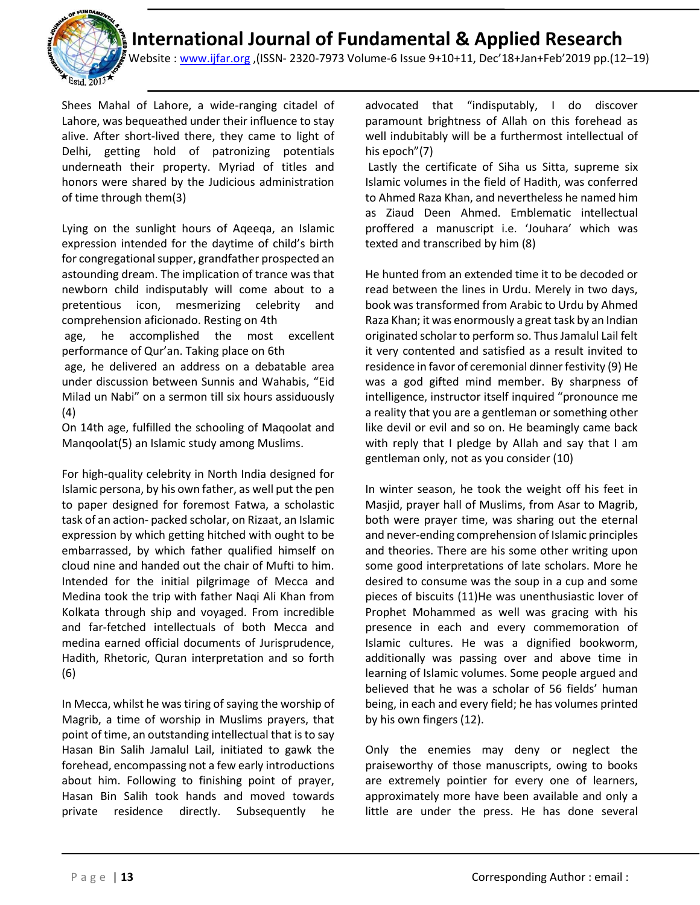Shees Mahal of Lahore, a wide-ranging citadel of Lahore, was bequeathed under their influence to stay alive. After short-lived there, they came to light of Delhi, getting hold of patronizing potentials underneath their property. Myriad of titles and honors were shared by the Judicious administration of time through them(3)

Lying on the sunlight hours of Aqeeqa, an Islamic expression intended for the daytime of child's birth for congregational supper, grandfather prospected an astounding dream. The implication of trance was that newborn child indisputably will come about to a pretentious icon, mesmerizing celebrity and comprehension aficionado. Resting on 4th age, he accomplished the most excellent performance of Qur'an. Taking place on 6th age, he delivered an address on a debatable area under discussion between Sunnis and Wahabis, "Eid Milad un Nabi" on a sermon till six hours assiduously (4)

On 14th age, fulfilled the schooling of Maqoolat and Manqoolat(5) an Islamic study among Muslims.

For high-quality celebrity in North India designed for Islamic persona, by his own father, as well put the pen to paper designed for foremost Fatwa, a scholastic task of an action- packed scholar, on Rizaat, an Islamic expression by which getting hitched with ought to be embarrassed, by which father qualified himself on cloud nine and handed out the chair of Mufti to him. Intended for the initial pilgrimage of Mecca and Medina took the trip with father Naqi Ali Khan from Kolkata through ship and voyaged. From incredible and far-fetched intellectuals of both Mecca and medina earned official documents of Jurisprudence, Hadith, Rhetoric, Quran interpretation and so forth (6)

In Mecca, whilst he was tiring of saying the worship of Magrib, a time of worship in Muslims prayers, that point of time, an outstanding intellectual that is to say Hasan Bin Salih Jamalul Lail, initiated to gawk the forehead, encompassing not a few early introductions about him. Following to finishing point of prayer, Hasan Bin Salih took hands and moved towards private residence directly. Subsequently he advocated that "indisputably, I do discover paramount brightness of Allah on this forehead as well indubitably will be a furthermost intellectual of his epoch"(7)

Lastly the certificate of Siha us Sitta, supreme six Islamic volumes in the field of Hadith, was conferred to Ahmed Raza Khan, and nevertheless he named him as Ziaud Deen Ahmed. Emblematic intellectual proffered a manuscript i.e. 'Jouhara' which was texted and transcribed by him (8)

He hunted from an extended time it to be decoded or read between the lines in Urdu. Merely in two days, book was transformed from Arabic to Urdu by Ahmed Raza Khan; it was enormously a great task by an Indian originated scholar to perform so. Thus Jamalul Lail felt it very contented and satisfied as a result invited to residence in favor of ceremonial dinner festivity (9) He was a god gifted mind member. By sharpness of intelligence, instructor itself inquired "pronounce me a reality that you are a gentleman or something other like devil or evil and so on. He beamingly came back with reply that I pledge by Allah and say that I am gentleman only, not as you consider (10)

In winter season, he took the weight off his feet in Masjid, prayer hall of Muslims, from Asar to Magrib, both were prayer time, was sharing out the eternal and never-ending comprehension of Islamic principles and theories. There are his some other writing upon some good interpretations of late scholars. More he desired to consume was the soup in a cup and some pieces of biscuits (11)He was unenthusiastic lover of Prophet Mohammed as well was gracing with his presence in each and every commemoration of Islamic cultures. He was a dignified bookworm, additionally was passing over and above time in learning of Islamic volumes. Some people argued and believed that he was a scholar of 56 fields' human being, in each and every field; he has volumes printed by his own fingers (12).

Only the enemies may deny or neglect the praiseworthy of those manuscripts, owing to books are extremely pointier for every one of learners, approximately more have been available and only a little are under the press. He has done several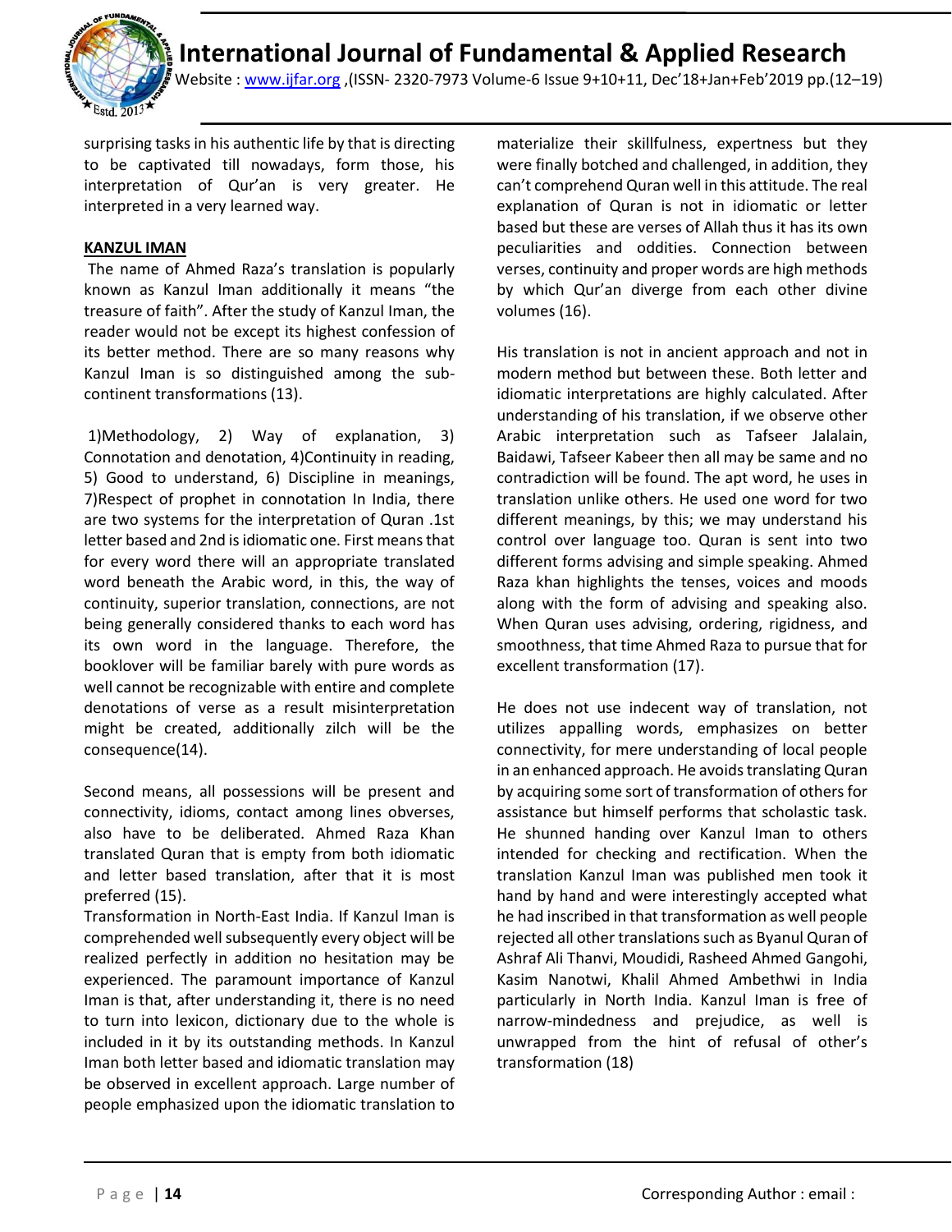surprising tasks in his authentic life by that is directing to be captivated till nowadays, form those, his interpretation of Qur'an is very greater. He interpreted in a very learned way.

## KANZUL IMAN

The name of Ahmed Raza's translation is popularly known as Kanzul Iman additionally it means "the treasure of faith". After the study of Kanzul Iman, the reader would not be except its highest confession of its better method. There are so many reasons why Kanzul Iman is so distinguished among the sub-continent transformations (13).

1)Methodology, 2) Way of explanation, 3) Connotation and denotation, 4)Continuity in reading, 5) Good to understand, 6) Discipline in meanings, 7)Respect of prophet in connotation In India, there are two systems for the interpretation of Quran .1st letter based and 2nd is idiomatic one. First means that for every word there will an appropriate translated word beneath the Arabic word, in this, the way of continuity, superior translation, connections, are not being generally considered thanks to each word has its own word in the language. Therefore, the booklover will be familiar barely with pure words as well cannot be recognizable with entire and complete denotations of verse as a result misinterpretation might be created, additionally zilch will be the consequence(14).

Second means, all possessions will be present and connectivity, idioms, contact among lines obverses, also have to be deliberated. Ahmed Raza Khan translated Quran that is empty from both idiomatic and letter based translation, after that it is most preferred (15).
Transformation in North-East India. If Kanzul Iman is comprehended well subsequently every object will be realized perfectly in addition no hesitation may be experienced. The paramount importance of Kanzul Iman is that, after understanding it, there is no need to turn into lexicon, dictionary due to the whole is included in it by its outstanding methods. In Kanzul Iman both letter based and idiomatic translation may be observed in excellent approach. Large number of people emphasized upon the idiomatic translation to materialize their skillfulness, expertness but they were finally botched and challenged, in addition, they can't comprehend Quran well in this attitude. The real explanation of Quran is not in idiomatic or letter based but these are verses of Allah thus it has its own peculiarities and oddities. Connection between verses, continuity and proper words are high methods by which Qur'an diverge from each other divine volumes (16).

His translation is not in ancient approach and not in modern method but between these. Both letter and idiomatic interpretations are highly calculated. After understanding of his translation, if we observe other Arabic interpretation such as Tafseer Jalalain, Baidawi, Tafseer Kabeer then all may be same and no contradiction will be found. The apt word, he uses in translation unlike others. He used one word for two different meanings, by this; we may understand his control over language too. Quran is sent into two different forms advising and simple speaking. Ahmed Raza khan highlights the tenses, voices and moods along with the form of advising and speaking also. When Quran uses advising, ordering, rigidness, and smoothness, that time Ahmed Raza to pursue that for excellent transformation (17).

He does not use indecent way of translation, not utilizes appalling words, emphasizes on better connectivity, for mere understanding of local people in an enhanced approach. He avoids translating Quran by acquiring some sort of transformation of others for assistance but himself performs that scholastic task. He shunned handing over Kanzul Iman to others intended for checking and rectification. When the translation Kanzul Iman was published men took it hand by hand and were interestingly accepted what he had inscribed in that transformation as well people rejected all other translations such as Byanul Quran of Ashraf Ali Thanvi, Moudidi, Rasheed Ahmed Gangohi, Kasim Nanotwi, Khalil Ahmed Ambethwi in India particularly in North India. Kanzul Iman is free of narrow-mindedness and prejudice, as well is unwrapped from the hint of refusal of other's transformation (18)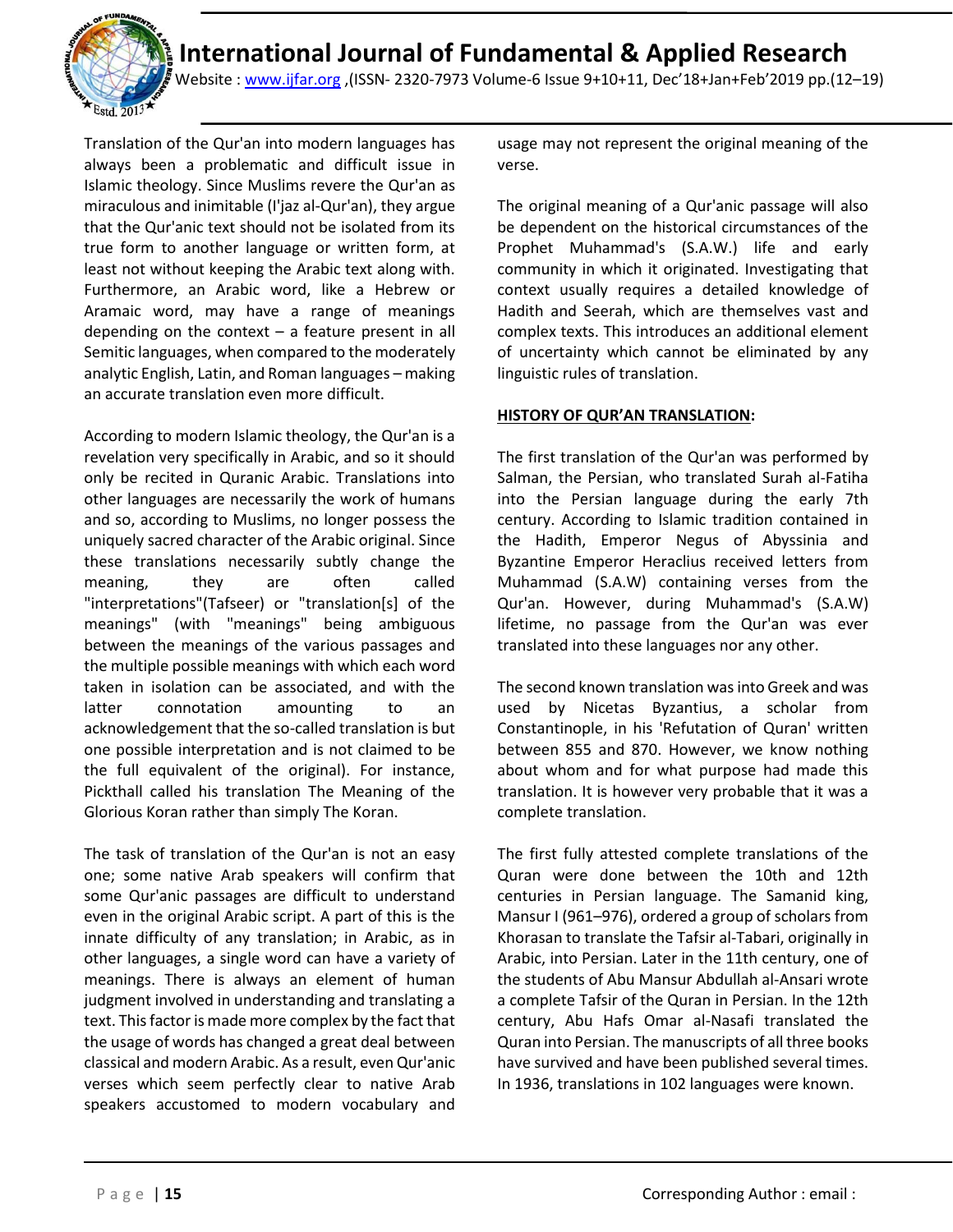Translation of the Qur'an into modern languages has always been a problematic and difficult issue in Islamic theology. Since Muslims revere the Qur'an as miraculous and inimitable (I'jaz al-Qur'an), they argue that the Qur'anic text should not be isolated from its true form to another language or written form, at least not without keeping the Arabic text along with. Furthermore, an Arabic word, like a Hebrew or Aramaic word, may have a range of meanings depending on the context – a feature present in all Semitic languages, when compared to the moderately analytic English, Latin, and Roman languages – making an accurate translation even more difficult.

According to modern Islamic theology, the Qur'an is a revelation very specifically in Arabic, and so it should only be recited in Quranic Arabic. Translations into other languages are necessarily the work of humans and so, according to Muslims, no longer possess the uniquely sacred character of the Arabic original. Since these translations necessarily subtly change the meaning, they are often called "interpretations"(Tafseer) or "translation[s] of the meanings" (with "meanings" being ambiguous between the meanings of the various passages and the multiple possible meanings with which each word taken in isolation can be associated, and with the latter connotation amounting to an acknowledgement that the so-called translation is but one possible interpretation and is not claimed to be the full equivalent of the original). For instance, Pickthall called his translation The Meaning of the Glorious Koran rather than simply The Koran.

The task of translation of the Qur'an is not an easy one; some native Arab speakers will confirm that some Qur'anic passages are difficult to understand even in the original Arabic script. A part of this is the innate difficulty of any translation; in Arabic, as in other languages, a single word can have a variety of meanings. There is always an element of human judgment involved in understanding and translating a text. This factor is made more complex by the fact that the usage of words has changed a great deal between classical and modern Arabic. As a result, even Qur'anic verses which seem perfectly clear to native Arab speakers accustomed to modern vocabulary and usage may not represent the original meaning of the verse.

The original meaning of a Qur'anic passage will also be dependent on the historical circumstances of the Prophet Muhammad's (S.A.W.) life and early community in which it originated. Investigating that context usually requires a detailed knowledge of Hadith and Seerah, which are themselves vast and complex texts. This introduces an additional element of uncertainty which cannot be eliminated by any linguistic rules of translation.

**HISTORY OF QUR'AN TRANSLATION:**

The first translation of the Qur'an was performed by Salman, the Persian, who translated Surah al-Fatiha into the Persian language during the early 7th century. According to Islamic tradition contained in the Hadith, Emperor Negus of Abyssinia and Byzantine Emperor Heraclius received letters from Muhammad (S.A.W) containing verses from the Qur'an. However, during Muhammad's (S.A.W) lifetime, no passage from the Qur'an was ever translated into these languages nor any other.

The second known translation was into Greek and was used by Nicetas Byzantius, a scholar from Constantinople, in his 'Refutation of Quran' written between 855 and 870. However, we know nothing about whom and for what purpose had made this translation. It is however very probable that it was a complete translation.

The first fully attested complete translations of the Quran were done between the 10th and 12th centuries in Persian language. The Samanid king, Mansur I (961–976), ordered a group of scholars from Khorasan to translate the Tafsir al-Tabari, originally in Arabic, into Persian. Later in the 11th century, one of the students of Abu Mansur Abdullah al-Ansari wrote a complete Tafsir of the Quran in Persian. In the 12th century, Abu Hafs Omar al-Nasafi translated the Quran into Persian. The manuscripts of all three books have survived and have been published several times. In 1936, translations in 102 languages were known.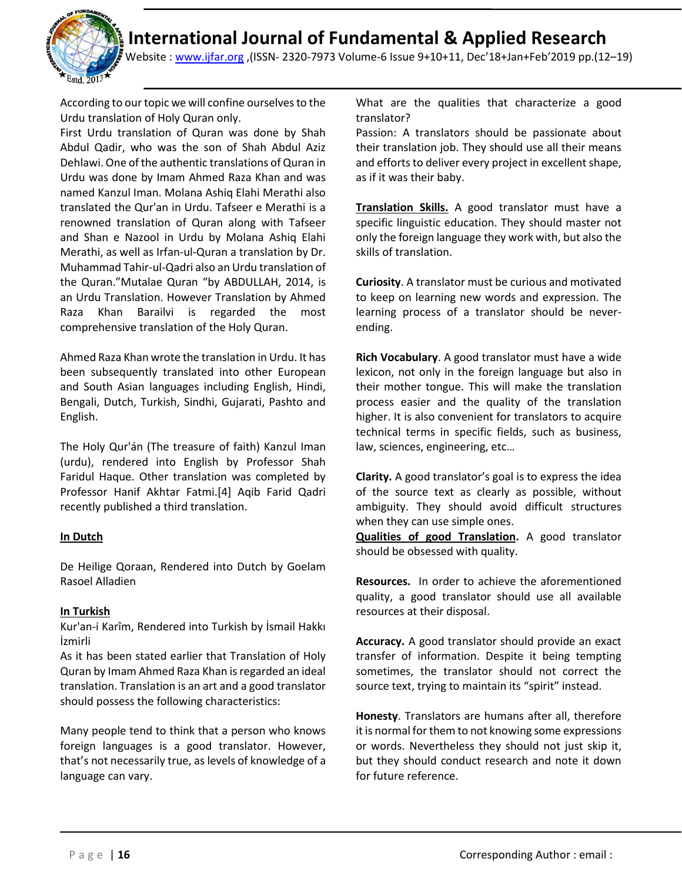According to our topic we will confine ourselves to the Urdu translation of Holy Quran only.

First Urdu translation of Quran was done by Shah Abdul Qadir, who was the son of Shah Abdul Aziz Dehlawi. One of the authentic translations of Quran in Urdu was done by Imam Ahmed Raza Khan and was named Kanzul Iman. Molana Ashiq Elahi Merathi also translated the Qur'an in Urdu. Tafseer e Merathi is a renowned translation of Quran along with Tafseer and Shan e Nazool in Urdu by Molana Ashiq Elahi Merathi, as well as Irfan-ul-Quran a translation by Dr. Muhammad Tahir-ul-Qadri also an Urdu translation of the Quran."Mutalae Quran "by ABDULLAH, 2014, is an Urdu Translation. However Translation by Ahmed Raza Khan Barailvi is regarded the most comprehensive translation of the Holy Quran.

Ahmed Raza Khan wrote the translation in Urdu. It has been subsequently translated into other European and South Asian languages including English, Hindi, Bengali, Dutch, Turkish, Sindhi, Gujarati, Pashto and English.

The Holy Qur'án (The treasure of faith) Kanzul Iman (urdu), rendered into English by Professor Shah Faridul Haque. Other translation was completed by Professor Hanif Akhtar Fatmi.[4] Aqib Farid Qadri recently published a third translation.

**In Dutch**

De Heilige Qoraan, Rendered into Dutch by Goelam Rasoel Alladien

**In Turkish**

Kur'an-i Karîm, Rendered into Turkish by İsmail Hakkı İzmirli

As it has been stated earlier that Translation of Holy Quran by Imam Ahmed Raza Khan is regarded an ideal translation. Translation is an art and a good translator should possess the following characteristics:

Many people tend to think that a person who knows foreign languages is a good translator. However, that's not necessarily true, as levels of knowledge of a language can vary.

What are the qualities that characterize a good translator?

Passion: A translators should be passionate about their translation job. They should use all their means and efforts to deliver every project in excellent shape, as if it was their baby.

**Translation Skills.** A good translator must have a specific linguistic education. They should master not only the foreign language they work with, but also the skills of translation.

**Curiosity**. A translator must be curious and motivated to keep on learning new words and expression. The learning process of a translator should be never-ending.

**Rich Vocabulary**. A good translator must have a wide lexicon, not only in the foreign language but also in their mother tongue. This will make the translation process easier and the quality of the translation higher. It is also convenient for translators to acquire technical terms in specific fields, such as business, law, sciences, engineering, etc…

**Clarity.** A good translator's goal is to express the idea of the source text as clearly as possible, without ambiguity. They should avoid difficult structures when they can use simple ones.

**Qualities of good Translation.** A good translator should be obsessed with quality.

**Resources.** In order to achieve the aforementioned quality, a good translator should use all available resources at their disposal.

**Accuracy.** A good translator should provide an exact transfer of information. Despite it being tempting sometimes, the translator should not correct the source text, trying to maintain its "spirit" instead.

**Honesty**. Translators are humans after all, therefore it is normal for them to not knowing some expressions or words. Nevertheless they should not just skip it, but they should conduct research and note it down for future reference.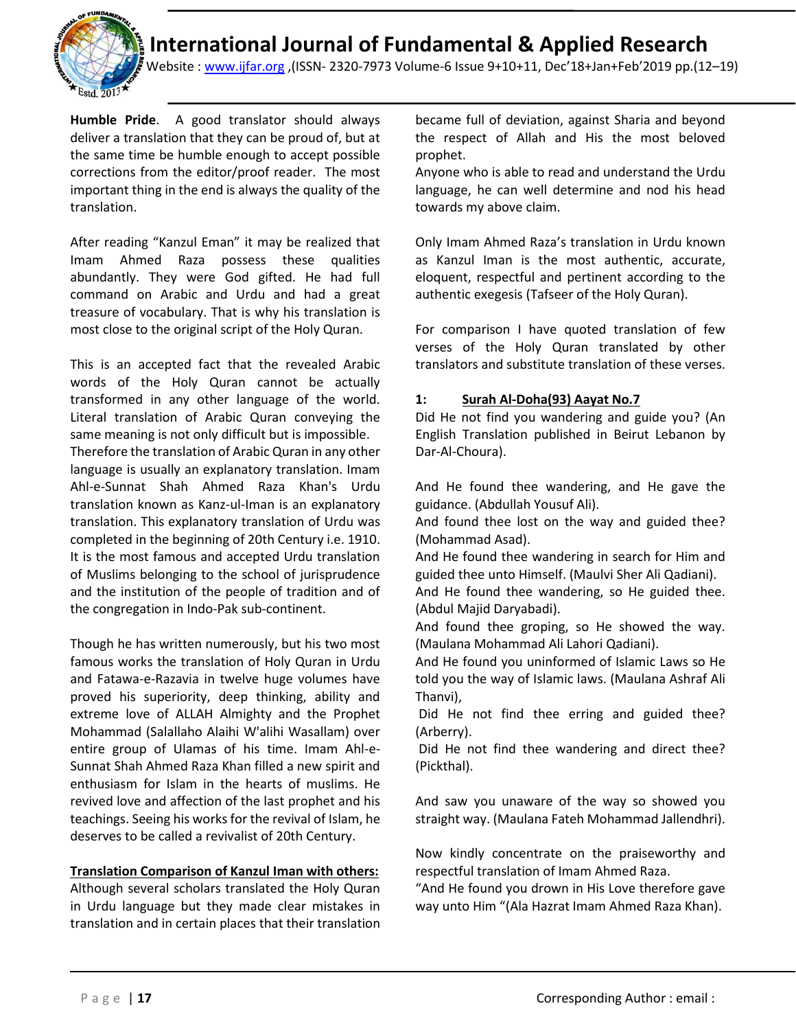**Humble Pride**. A good translator should always deliver a translation that they can be proud of, but at the same time be humble enough to accept possible corrections from the editor/proof reader. The most important thing in the end is always the quality of the translation.

After reading "Kanzul Eman" it may be realized that Imam Ahmed Raza possess these qualities abundantly. They were God gifted. He had full command on Arabic and Urdu and had a great treasure of vocabulary. That is why his translation is most close to the original script of the Holy Quran.

This is an accepted fact that the revealed Arabic words of the Holy Quran cannot be actually transformed in any other language of the world. Literal translation of Arabic Quran conveying the same meaning is not only difficult but is impossible. Therefore the translation of Arabic Quran in any other language is usually an explanatory translation. Imam Ahl-e-Sunnat Shah Ahmed Raza Khan's Urdu translation known as Kanz-ul-Iman is an explanatory translation. This explanatory translation of Urdu was completed in the beginning of 20th Century i.e. 1910. It is the most famous and accepted Urdu translation of Muslims belonging to the school of jurisprudence and the institution of the people of tradition and of the congregation in Indo-Pak sub-continent.

Though he has written numerously, but his two most famous works the translation of Holy Quran in Urdu and Fatawa-e-Razavia in twelve huge volumes have proved his superiority, deep thinking, ability and extreme love of ALLAH Almighty and the Prophet Mohammad (Salallaho Alaihi W'alihi Wasallam) over entire group of Ulamas of his time. Imam Ahl-e-Sunnat Shah Ahmed Raza Khan filled a new spirit and enthusiasm for Islam in the hearts of muslims. He revived love and affection of the last prophet and his teachings. Seeing his works for the revival of Islam, he deserves to be called a revivalist of 20th Century.

**Translation Comparison of Kanzul Iman with others:**

Although several scholars translated the Holy Quran in Urdu language but they made clear mistakes in translation and in certain places that their translation became full of deviation, against Sharia and beyond the respect of Allah and His the most beloved prophet.

Anyone who is able to read and understand the Urdu language, he can well determine and nod his head towards my above claim.

Only Imam Ahmed Raza's translation in Urdu known as Kanzul Iman is the most authentic, accurate, eloquent, respectful and pertinent according to the authentic exegesis (Tafseer of the Holy Quran).

For comparison I have quoted translation of few verses of the Holy Quran translated by other translators and substitute translation of these verses.

**1: Surah Al-Doha(93) Aayat No.7**

Did He not find you wandering and guide you? (An English Translation published in Beirut Lebanon by Dar-Al-Choura).

And He found thee wandering, and He gave the guidance. (Abdullah Yousuf Ali).

And found thee lost on the way and guided thee? (Mohammad Asad).

And He found thee wandering in search for Him and guided thee unto Himself. (Maulvi Sher Ali Qadiani).

And He found thee wandering, so He guided thee. (Abdul Majid Daryabadi).

And found thee groping, so He showed the way. (Maulana Mohammad Ali Lahori Qadiani).

And He found you uninformed of Islamic Laws so He told you the way of Islamic laws. (Maulana Ashraf Ali Thanvi),

Did He not find thee erring and guided thee? (Arberry).

Did He not find thee wandering and direct thee? (Pickthal).

And saw you unaware of the way so showed you straight way. (Maulana Fateh Mohammad Jallendhri).

Now kindly concentrate on the praiseworthy and respectful translation of Imam Ahmed Raza.

"And He found you drown in His Love therefore gave way unto Him "(Ala Hazrat Imam Ahmed Raza Khan).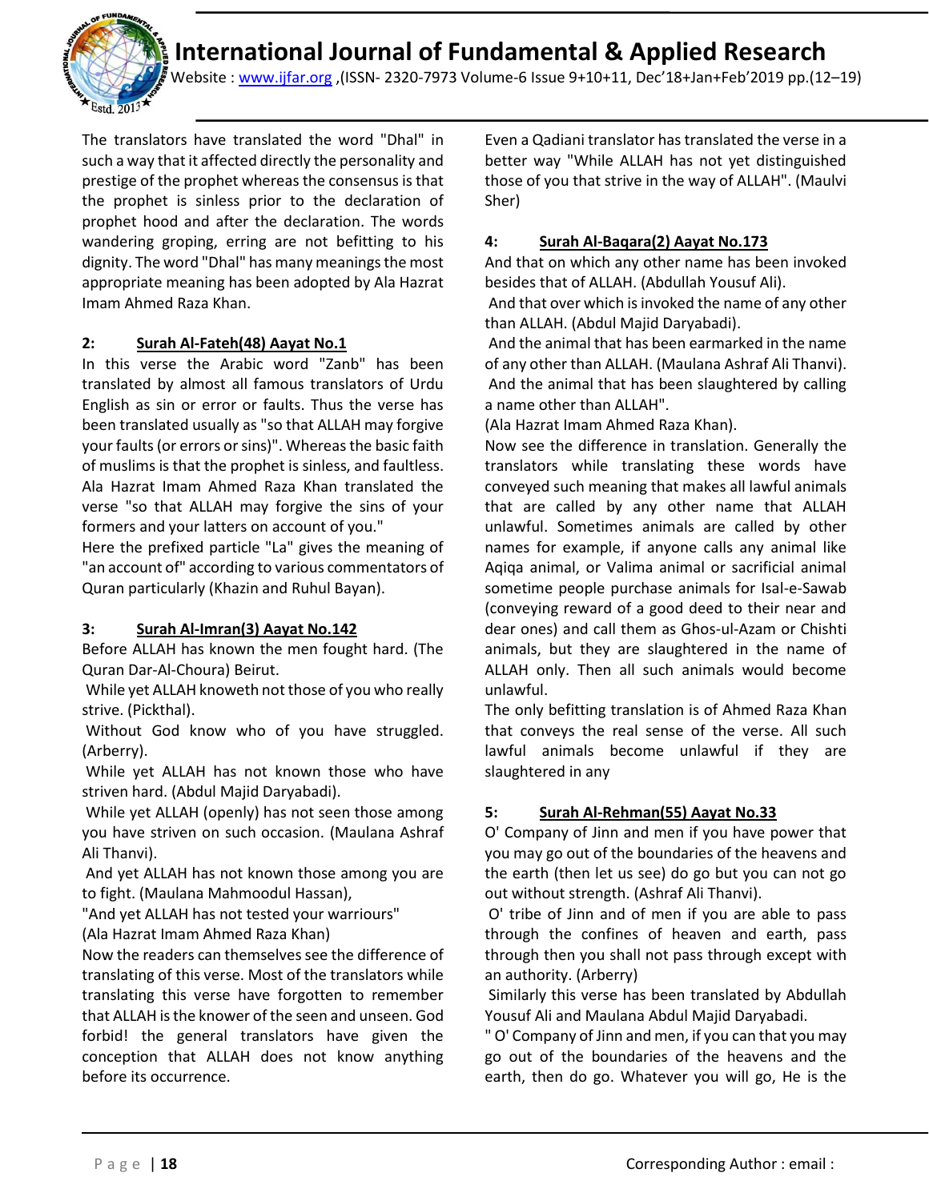The translators have translated the word "Dhal" in such a way that it affected directly the personality and prestige of the prophet whereas the consensus is that the prophet is sinless prior to the declaration of prophet hood and after the declaration. The words wandering groping, erring are not befitting to his dignity. The word "Dhal" has many meanings the most appropriate meaning has been adopted by Ala Hazrat Imam Ahmed Raza Khan.

**2: Surah Al-Fateh(48) Aayat No.1**

In this verse the Arabic word "Zanb" has been translated by almost all famous translators of Urdu English as sin or error or faults. Thus the verse has been translated usually as "so that ALLAH may forgive your faults (or errors or sins)". Whereas the basic faith of muslims is that the prophet is sinless, and faultless. Ala Hazrat Imam Ahmed Raza Khan translated the verse "so that ALLAH may forgive the sins of your formers and your latters on account of you."

Here the prefixed particle "La" gives the meaning of "an account of" according to various commentators of Quran particularly (Khazin and Ruhul Bayan).

**3: Surah Al-Imran(3) Aayat No.142**

Before ALLAH has known the men fought hard. (The Quran Dar-Al-Choura) Beirut.

While yet ALLAH knoweth not those of you who really strive. (Pickthal).

Without God know who of you have struggled. (Arberry).

While yet ALLAH has not known those who have striven hard. (Abdul Majid Daryabadi).

While yet ALLAH (openly) has not seen those among you have striven on such occasion. (Maulana Ashraf Ali Thanvi).

And yet ALLAH has not known those among you are to fight. (Maulana Mahmoodul Hassan),

"And yet ALLAH has not tested your warriours"
(Ala Hazrat Imam Ahmed Raza Khan)

Now the readers can themselves see the difference of translating of this verse. Most of the translators while translating this verse have forgotten to remember that ALLAH is the knower of the seen and unseen. God forbid! the general translators have given the conception that ALLAH does not know anything before its occurrence.

Even a Qadiani translator has translated the verse in a better way "While ALLAH has not yet distinguished those of you that strive in the way of ALLAH". (Maulvi Sher)

**4: Surah Al-Baqara(2) Aayat No.173**

And that on which any other name has been invoked besides that of ALLAH. (Abdullah Yousuf Ali).

And that over which is invoked the name of any other than ALLAH. (Abdul Majid Daryabadi).

And the animal that has been earmarked in the name of any other than ALLAH. (Maulana Ashraf Ali Thanvi).

And the animal that has been slaughtered by calling a name other than ALLAH".
(Ala Hazrat Imam Ahmed Raza Khan).

Now see the difference in translation. Generally the translators while translating these words have conveyed such meaning that makes all lawful animals that are called by any other name that ALLAH unlawful. Sometimes animals are called by other names for example, if anyone calls any animal like Aqiqa animal, or Valima animal or sacrificial animal sometime people purchase animals for Isal-e-Sawab (conveying reward of a good deed to their near and dear ones) and call them as Ghos-ul-Azam or Chishti animals, but they are slaughtered in the name of ALLAH only. Then all such animals would become unlawful.

The only befitting translation is of Ahmed Raza Khan that conveys the real sense of the verse. All such lawful animals become unlawful if they are slaughtered in any

**5: Surah Al-Rehman(55) Aayat No.33**

O' Company of Jinn and men if you have power that you may go out of the boundaries of the heavens and the earth (then let us see) do go but you can not go out without strength. (Ashraf Ali Thanvi).

O' tribe of Jinn and of men if you are able to pass through the confines of heaven and earth, pass through then you shall not pass through except with an authority. (Arberry)

Similarly this verse has been translated by Abdullah Yousuf Ali and Maulana Abdul Majid Daryabadi.

" O' Company of Jinn and men, if you can that you may go out of the boundaries of the heavens and the earth, then do go. Whatever you will go, He is the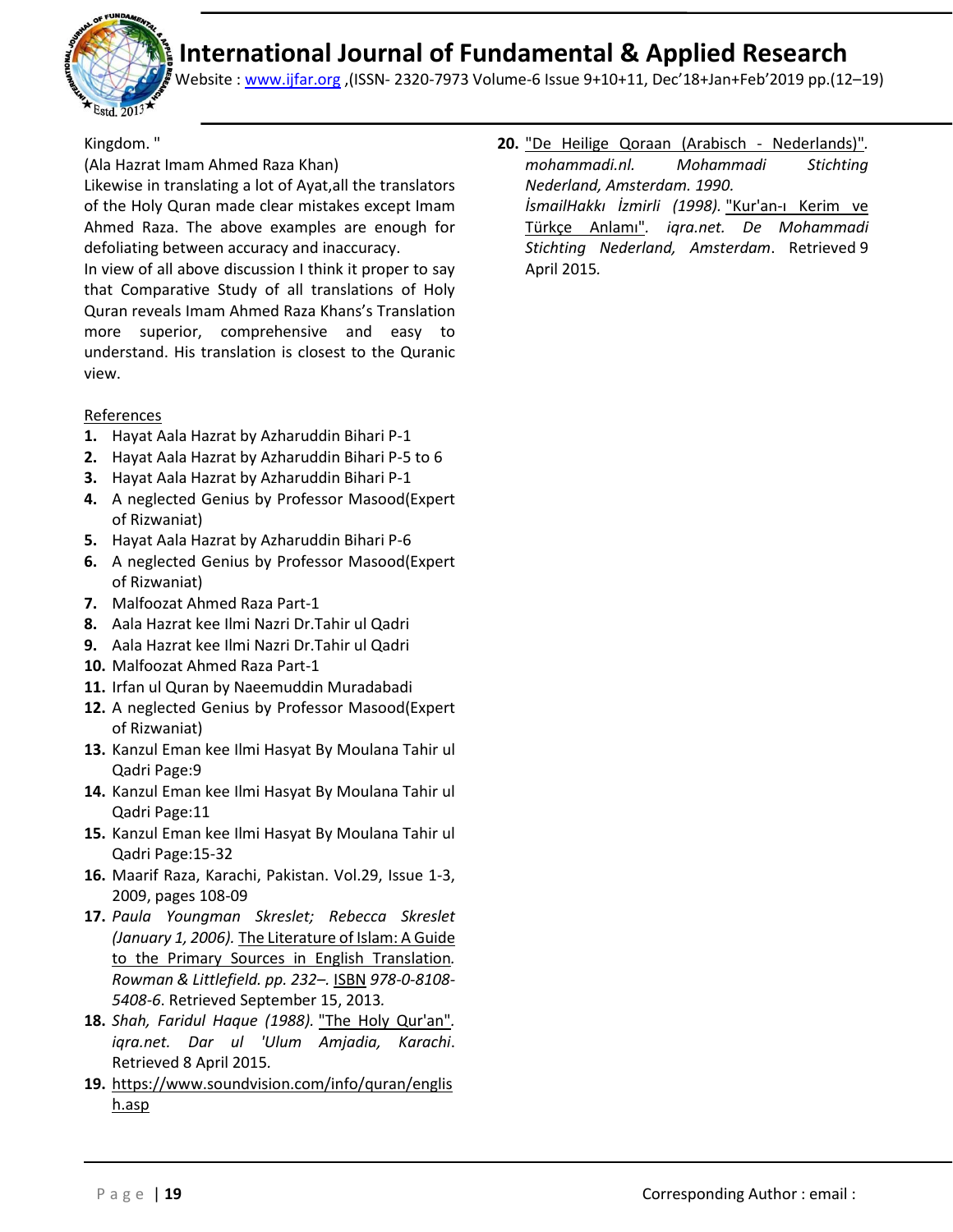Kingdom. "

(Ala Hazrat Imam Ahmed Raza Khan)

Likewise in translating a lot of Ayat,all the translators of the Holy Quran made clear mistakes except Imam Ahmed Raza. The above examples are enough for defoliating between accuracy and inaccuracy.

In view of all above discussion I think it proper to say that Comparative Study of all translations of Holy Quran reveals Imam Ahmed Raza Khans's Translation more superior, comprehensive and easy to understand. His translation is closest to the Quranic view.

References

1. Hayat Aala Hazrat by Azharuddin Bihari P-1
2. Hayat Aala Hazrat by Azharuddin Bihari P-5 to 6
3. Hayat Aala Hazrat by Azharuddin Bihari P-1
4. A neglected Genius by Professor Masood(Expert of Rizwaniat)
5. Hayat Aala Hazrat by Azharuddin Bihari P-6
6. A neglected Genius by Professor Masood(Expert of Rizwaniat)
7. Malfoozat Ahmed Raza Part-1
8. Aala Hazrat kee Ilmi Nazri Dr.Tahir ul Qadri
9. Aala Hazrat kee Ilmi Nazri Dr.Tahir ul Qadri
10. Malfoozat Ahmed Raza Part-1
11. Irfan ul Quran by Naeemuddin Muradabadi
12. A neglected Genius by Professor Masood(Expert of Rizwaniat)
13. Kanzul Eman kee Ilmi Hasyat By Moulana Tahir ul Qadri Page:9
14. Kanzul Eman kee Ilmi Hasyat By Moulana Tahir ul Qadri Page:11
15. Kanzul Eman kee Ilmi Hasyat By Moulana Tahir ul Qadri Page:15-32
16. Maarif Raza, Karachi, Pakistan. Vol.29, Issue 1-3, 2009, pages 108-09
17. *Paula Youngman Skreslet; Rebecca Skreslet (January 1, 2006).* The Literature of Islam: A Guide to the Primary Sources in English Translation*. Rowman & Littlefield. pp. 232–.* ISBN *978-0-8108-5408-6.* Retrieved September 15, 2013*.*
18. *Shah, Faridul Haque (1988).* "The Holy Qur'an"*. iqra.net. Dar ul 'Ulum Amjadia, Karachi*. Retrieved 8 April 2015*.*
19. https://www.soundvision.com/info/quran/english.asp
20. "De Heilige Qoraan (Arabisch - Nederlands)"*. mohammadi.nl. Mohammadi Stichting Nederland, Amsterdam. 1990.*
    *İsmailHakkı İzmirli (1998).* "Kur'an-ı Kerim ve Türkçe Anlamı"*. iqra.net. De Mohammadi Stichting Nederland, Amsterdam*. Retrieved 9 April 2015*.*